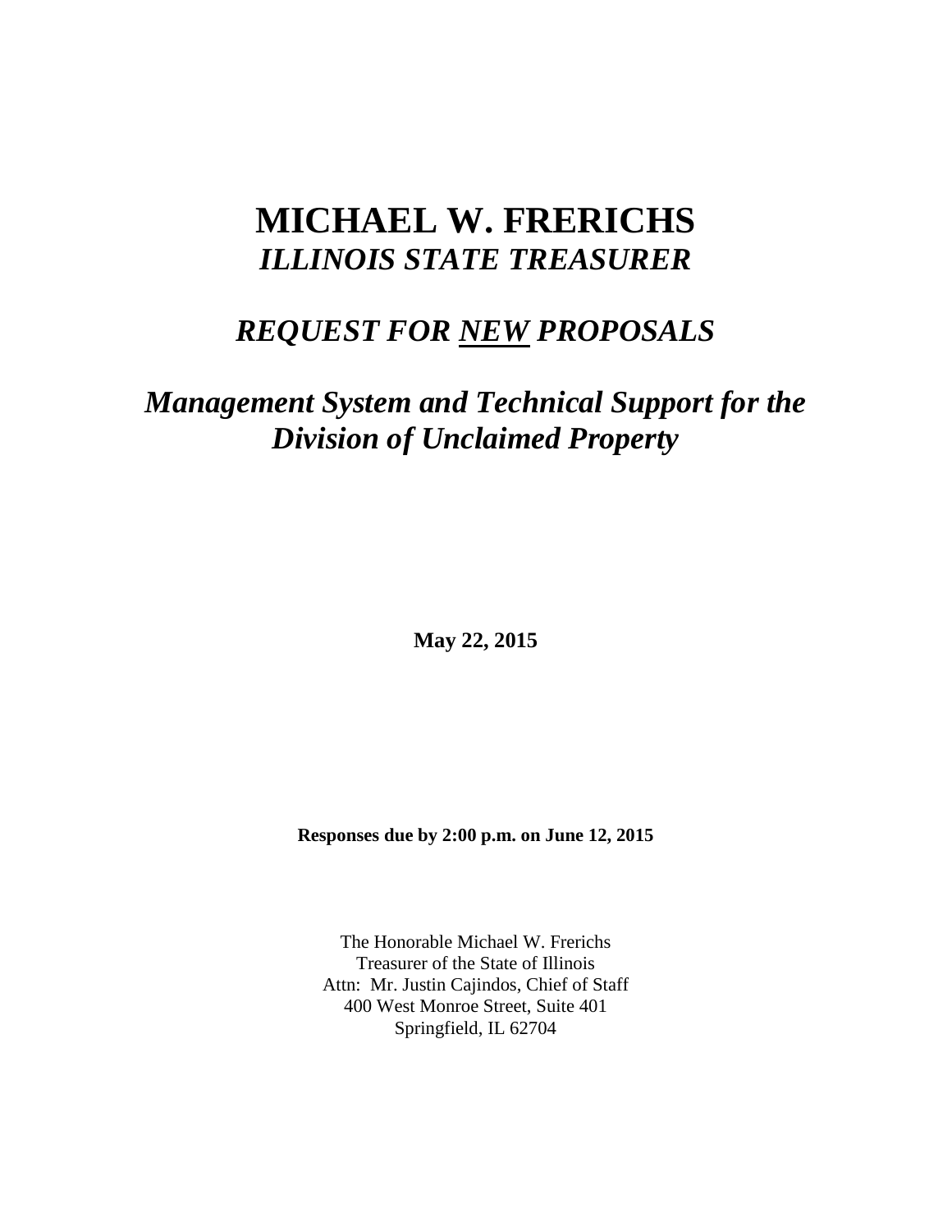# MICHAEL W. FRERICHS
## *ILLINOIS STATE TREASURER*

## *REQUEST FOR <u>NEW</u> PROPOSALS*

## *Management System and Technical Support for the Division of Unclaimed Property*

**May 22, 2015**

**Responses due by 2:00 p.m. on June 12, 2015**

The Honorable Michael W. Frerichs
Treasurer of the State of Illinois
Attn: Mr. Justin Cajindos, Chief of Staff
400 West Monroe Street, Suite 401
Springfield, IL 62704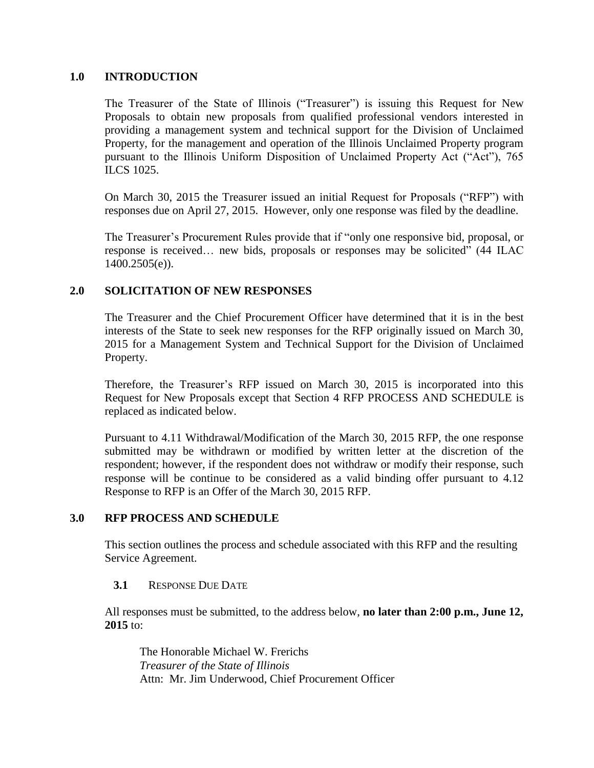## 1.0 INTRODUCTION

The Treasurer of the State of Illinois ("Treasurer") is issuing this Request for New Proposals to obtain new proposals from qualified professional vendors interested in providing a management system and technical support for the Division of Unclaimed Property, for the management and operation of the Illinois Unclaimed Property program pursuant to the Illinois Uniform Disposition of Unclaimed Property Act ("Act"), 765 ILCS 1025.

On March 30, 2015 the Treasurer issued an initial Request for Proposals ("RFP") with responses due on April 27, 2015. However, only one response was filed by the deadline.

The Treasurer's Procurement Rules provide that if "only one responsive bid, proposal, or response is received… new bids, proposals or responses may be solicited" (44 ILAC 1400.2505(e)).

## 2.0 SOLICITATION OF NEW RESPONSES

The Treasurer and the Chief Procurement Officer have determined that it is in the best interests of the State to seek new responses for the RFP originally issued on March 30, 2015 for a Management System and Technical Support for the Division of Unclaimed Property.

Therefore, the Treasurer's RFP issued on March 30, 2015 is incorporated into this Request for New Proposals except that Section 4 RFP PROCESS AND SCHEDULE is replaced as indicated below.

Pursuant to 4.11 Withdrawal/Modification of the March 30, 2015 RFP, the one response submitted may be withdrawn or modified by written letter at the discretion of the respondent; however, if the respondent does not withdraw or modify their response, such response will be continue to be considered as a valid binding offer pursuant to 4.12 Response to RFP is an Offer of the March 30, 2015 RFP.

## 3.0 RFP PROCESS AND SCHEDULE

This section outlines the process and schedule associated with this RFP and the resulting Service Agreement.

### 3.1 RESPONSE DUE DATE

All responses must be submitted, to the address below, **no later than 2:00 p.m., June 12, 2015** to:

The Honorable Michael W. Frerichs
*Treasurer of the State of Illinois*
Attn: Mr. Jim Underwood, Chief Procurement Officer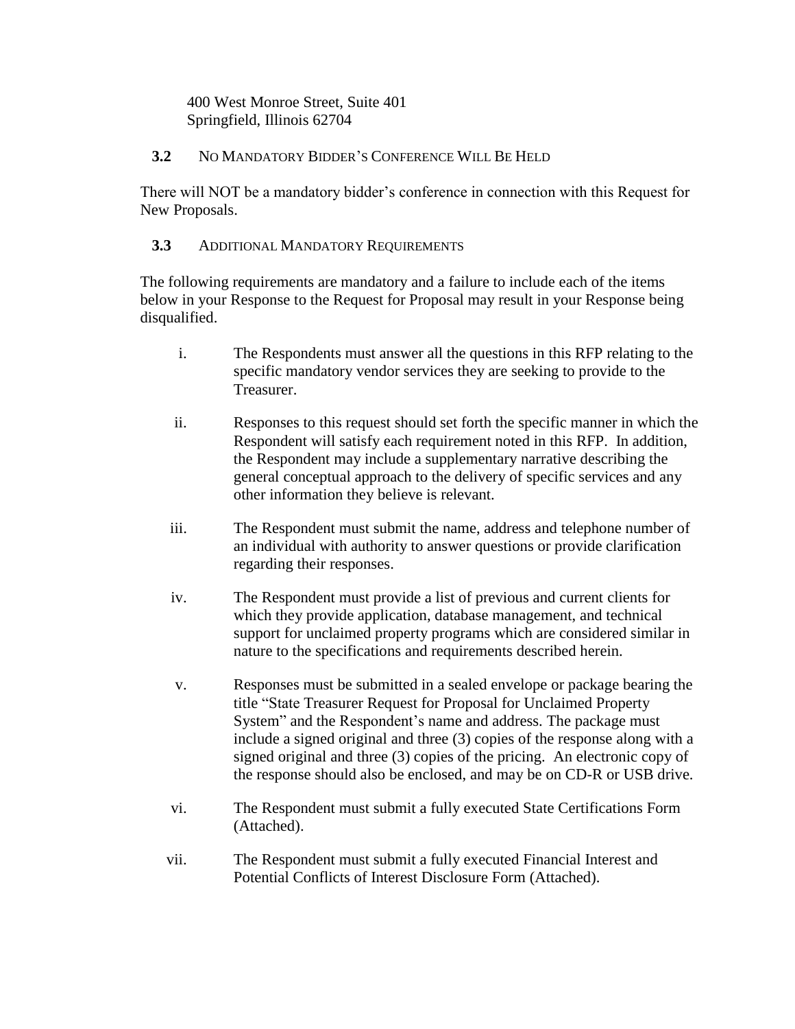400 West Monroe Street, Suite 401
Springfield, Illinois 62704

### 3.2 NO MANDATORY BIDDER'S CONFERENCE WILL BE HELD

There will NOT be a mandatory bidder's conference in connection with this Request for New Proposals.

### 3.3 ADDITIONAL MANDATORY REQUIREMENTS

The following requirements are mandatory and a failure to include each of the items below in your Response to the Request for Proposal may result in your Response being disqualified.

i. The Respondents must answer all the questions in this RFP relating to the specific mandatory vendor services they are seeking to provide to the Treasurer.

ii. Responses to this request should set forth the specific manner in which the Respondent will satisfy each requirement noted in this RFP. In addition, the Respondent may include a supplementary narrative describing the general conceptual approach to the delivery of specific services and any other information they believe is relevant.

iii. The Respondent must submit the name, address and telephone number of an individual with authority to answer questions or provide clarification regarding their responses.

iv. The Respondent must provide a list of previous and current clients for which they provide application, database management, and technical support for unclaimed property programs which are considered similar in nature to the specifications and requirements described herein.

v. Responses must be submitted in a sealed envelope or package bearing the title "State Treasurer Request for Proposal for Unclaimed Property System" and the Respondent's name and address. The package must include a signed original and three (3) copies of the response along with a signed original and three (3) copies of the pricing. An electronic copy of the response should also be enclosed, and may be on CD-R or USB drive.

vi. The Respondent must submit a fully executed State Certifications Form (Attached).

vii. The Respondent must submit a fully executed Financial Interest and Potential Conflicts of Interest Disclosure Form (Attached).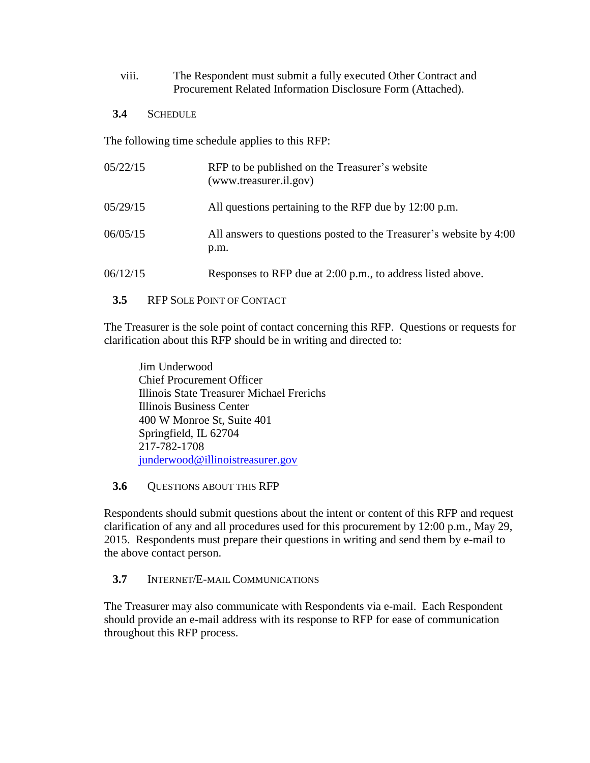viii. The Respondent must submit a fully executed Other Contract and Procurement Related Information Disclosure Form (Attached).

### 3.4 SCHEDULE

The following time schedule applies to this RFP:

| | |
|---|---|
| 05/22/15 | RFP to be published on the Treasurer's website (www.treasurer.il.gov) |
| 05/29/15 | All questions pertaining to the RFP due by 12:00 p.m. |
| 06/05/15 | All answers to questions posted to the Treasurer's website by 4:00 p.m. |
| 06/12/15 | Responses to RFP due at 2:00 p.m., to address listed above. |

### 3.5 RFP SOLE POINT OF CONTACT

The Treasurer is the sole point of contact concerning this RFP. Questions or requests for clarification about this RFP should be in writing and directed to:

Jim Underwood
Chief Procurement Officer
Illinois State Treasurer Michael Frerichs
Illinois Business Center
400 W Monroe St, Suite 401
Springfield, IL 62704
217-782-1708
junderwood@illinoistreasurer.gov

### 3.6 QUESTIONS ABOUT THIS RFP

Respondents should submit questions about the intent or content of this RFP and request clarification of any and all procedures used for this procurement by 12:00 p.m., May 29, 2015. Respondents must prepare their questions in writing and send them by e-mail to the above contact person.

### 3.7 INTERNET/E-MAIL COMMUNICATIONS

The Treasurer may also communicate with Respondents via e-mail. Each Respondent should provide an e-mail address with its response to RFP for ease of communication throughout this RFP process.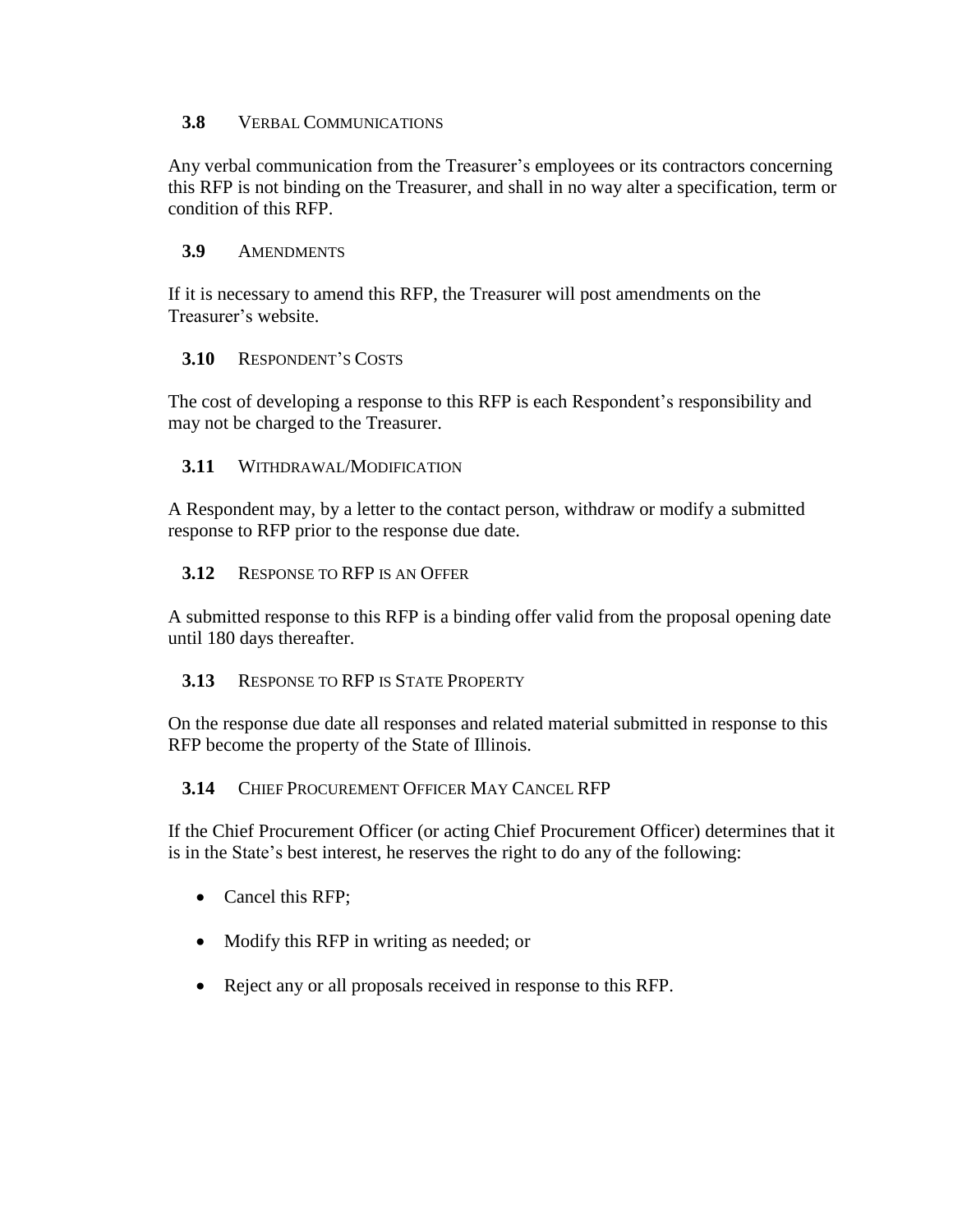### **3.8** VERBAL COMMUNICATIONS

Any verbal communication from the Treasurer's employees or its contractors concerning this RFP is not binding on the Treasurer, and shall in no way alter a specification, term or condition of this RFP.

### **3.9** AMENDMENTS

If it is necessary to amend this RFP, the Treasurer will post amendments on the Treasurer's website.

### **3.10** RESPONDENT'S COSTS

The cost of developing a response to this RFP is each Respondent's responsibility and may not be charged to the Treasurer.

### **3.11** WITHDRAWAL/MODIFICATION

A Respondent may, by a letter to the contact person, withdraw or modify a submitted response to RFP prior to the response due date.

### **3.12** RESPONSE TO RFP IS AN OFFER

A submitted response to this RFP is a binding offer valid from the proposal opening date until 180 days thereafter.

### **3.13** RESPONSE TO RFP IS STATE PROPERTY

On the response due date all responses and related material submitted in response to this RFP become the property of the State of Illinois.

### **3.14** CHIEF PROCUREMENT OFFICER MAY CANCEL RFP

If the Chief Procurement Officer (or acting Chief Procurement Officer) determines that it is in the State's best interest, he reserves the right to do any of the following:

- Cancel this RFP;
- Modify this RFP in writing as needed; or
- Reject any or all proposals received in response to this RFP.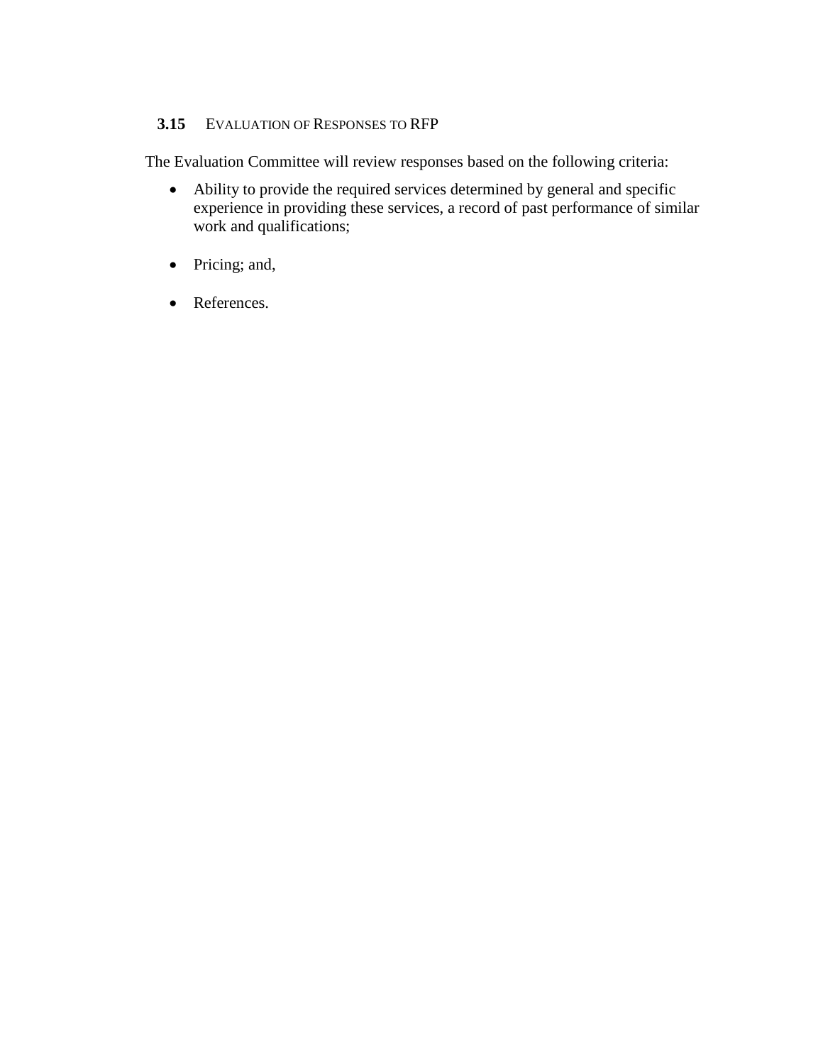### 3.15 EVALUATION OF RESPONSES TO RFP

The Evaluation Committee will review responses based on the following criteria:

- Ability to provide the required services determined by general and specific experience in providing these services, a record of past performance of similar work and qualifications;
- Pricing; and,
- References.